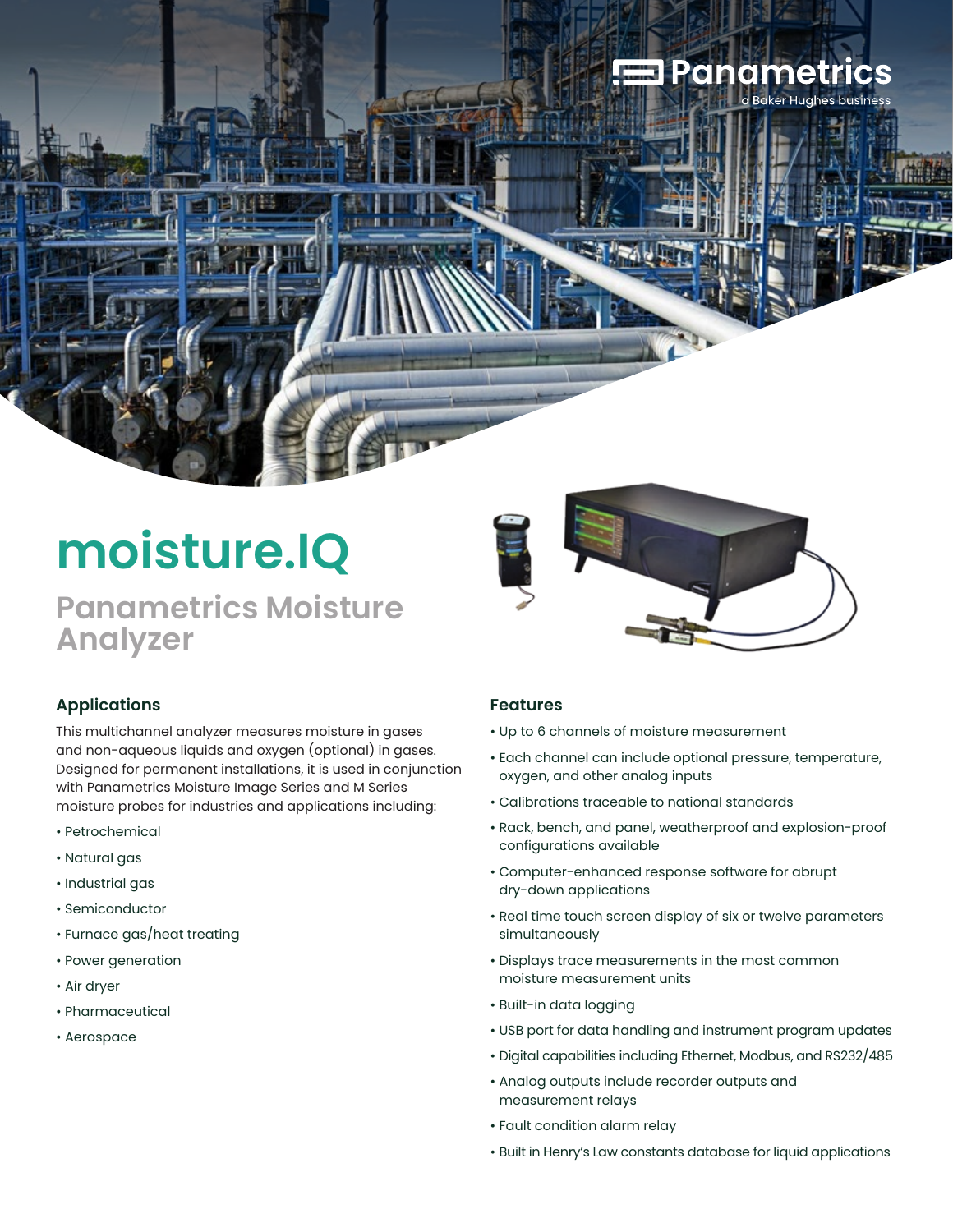Panametrics

a Baker Hughes business

# moisture.IQ

## Panametrics Moisture Analyzer

### Applications

This multichannel analyzer measures moisture in gases and non-aqueous liquids and oxygen (optional) in gases. Designed for permanent installations, it is used in conjunction with Panametrics Moisture Image Series and M Series moisture probes for industries and applications including:

- Petrochemical
- Natural gas
- Industrial gas
- Semiconductor
- Furnace gas/heat treating
- Power generation
- Air dryer
- Pharmaceutical
- Aerospace

### Features

- Up to 6 channels of moisture measurement
- Each channel can include optional pressure, temperature, oxygen, and other analog inputs
- Calibrations traceable to national standards
- Rack, bench, and panel, weatherproof and explosion-proof configurations available
- Computer-enhanced response software for abrupt dry-down applications
- Real time touch screen display of six or twelve parameters simultaneously
- Displays trace measurements in the most common moisture measurement units
- Built-in data logging
- USB port for data handling and instrument program updates
- Digital capabilities including Ethernet, Modbus, and RS232/485
- Analog outputs include recorder outputs and measurement relays
- Fault condition alarm relay
- Built in Henry's Law constants database for liquid applications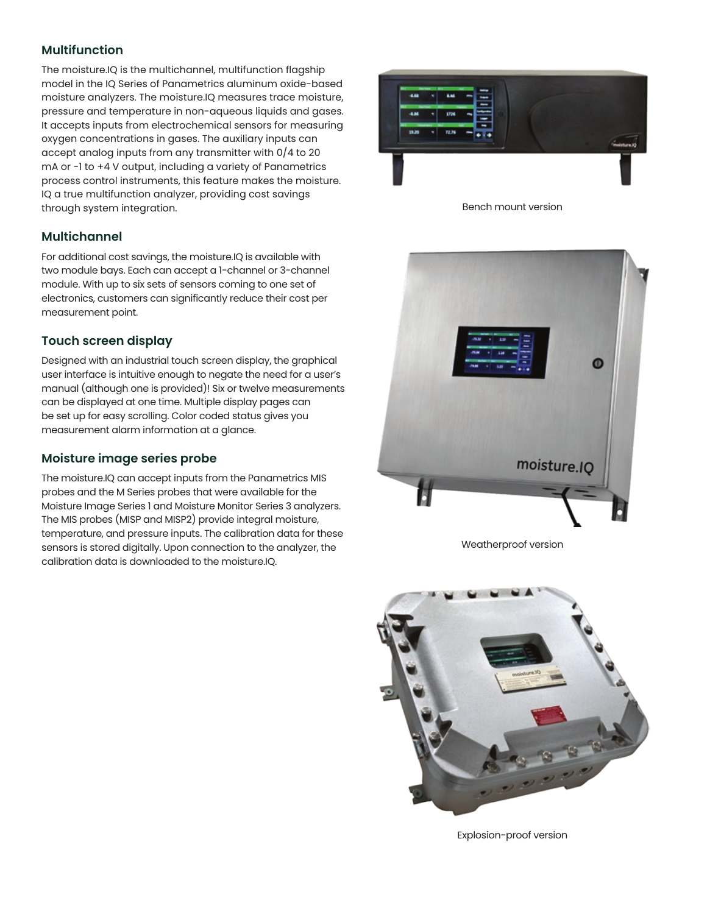## Multifunction

The moisture.IQ is the multichannel, multifunction flagship model in the IQ Series of Panametrics aluminum oxide-based moisture analyzers. The moisture.IQ measures trace moisture, pressure and temperature in non-aqueous liquids and gases. It accepts inputs from electrochemical sensors for measuring oxygen concentrations in gases. The auxiliary inputs can accept analog inputs from any transmitter with 0/4 to 20 mA or -1 to +4 V output, including a variety of Panametrics process control instruments, this feature makes the moisture. IQ a true multifunction analyzer, providing cost savings through system integration.

## Multichannel

For additional cost savings, the moisture.IQ is available with two module bays. Each can accept a 1-channel or 3-channel module. With up to six sets of sensors coming to one set of electronics, customers can significantly reduce their cost per measurement point.

## Touch screen display

Designed with an industrial touch screen display, the graphical user interface is intuitive enough to negate the need for a user's manual (although one is provided)! Six or twelve measurements can be displayed at one time. Multiple display pages can be set up for easy scrolling. Color coded status gives you measurement alarm information at a glance.

## Moisture image series probe

The moisture.IQ can accept inputs from the Panametrics MIS probes and the M Series probes that were available for the Moisture Image Series 1 and Moisture Monitor Series 3 analyzers. The MIS probes (MISP and MISP2) provide integral moisture, temperature, and pressure inputs. The calibration data for these sensors is stored digitally. Upon connection to the analyzer, the calibration data is downloaded to the moisture.IQ.

Bench mount version

Weatherproof version

Explosion-proof version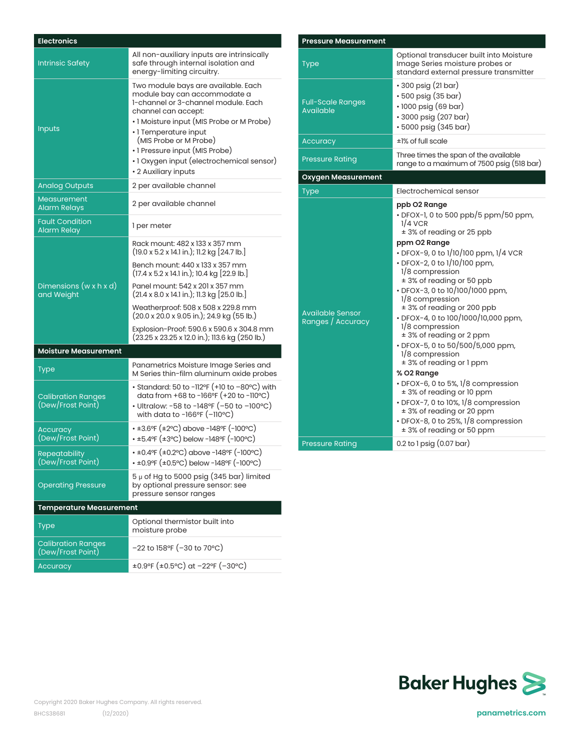| Electronics | |
|---|---|
| Intrinsic Safety | All non-auxiliary inputs are intrinsically safe through internal isolation and energy-limiting circuitry. |
| Inputs | Two module bays are available. Each module bay can accommodate a 1-channel or 3-channel module. Each channel can accept:<br>• 1 Moisture input (MIS Probe or M Probe)<br>• 1 Temperature input (MIS Probe or M Probe)<br>• 1 Pressure input (MIS Probe)<br>• 1 Oxygen input (electrochemical sensor)<br>• 2 Auxiliary inputs |
| Analog Outputs | 2 per available channel |
| Measurement Alarm Relays | 2 per available channel |
| Fault Condition Alarm Relay | 1 per meter |
| Dimensions (w x h x d) and Weight | Rack mount: 482 x 133 x 357 mm (19.0 x 5.2 x 14.1 in.); 11.2 kg [24.7 lb.]<br>Bench mount: 440 x 133 x 357 mm (17.4 x 5.2 x 14.1 in.); 10.4 kg [22.9 lb.]<br>Panel mount: 542 x 201 x 357 mm (21.4 x 8.0 x 14.1 in.); 11.3 kg [25.0 lb.]<br>Weatherproof: 508 x 508 x 229.8 mm (20.0 x 20.0 x 9.05 in.); 24.9 kg (55 lb.)<br>Explosion-Proof: 590.6 x 590.6 x 304.8 mm (23.25 x 23.25 x 12.0 in.); 113.6 kg (250 lb.) |

| Moisture Measurement | |
|---|---|
| Type | Panametrics Moisture Image Series and M Series thin-film aluminum oxide probes |
| Calibration Ranges (Dew/Frost Point) | • Standard: 50 to -112°F (+10 to −80°C) with data from +68 to -166°F (+20 to -110°C)<br>• Ultralow: -58 to -148°F (−50 to −100°C) with data to -166°F (−110°C) |
| Accuracy (Dew/Frost Point) | • ±3.6°F (±2°C) above -148°F (-100°C)<br>• ±5.4°F (±3°C) below -148°F (-100°C) |
| Repeatability (Dew/Frost Point) | • ±0.4°F (±0.2°C) above -148°F (-100°C)<br>• ±0.9°F (±0.5°C) below -148°F (-100°C) |
| Operating Pressure | 5 μ of Hg to 5000 psig (345 bar) limited by optional pressure sensor: see pressure sensor ranges |

| Temperature Measurement | |
|---|---|
| Type | Optional thermistor built into moisture probe |
| Calibration Ranges (Dew/Frost Point) | −22 to 158°F (−30 to 70°C) |
| Accuracy | ±0.9°F (±0.5°C) at −22°F (−30°C) |

| Pressure Measurement | |
|---|---|
| Type | Optional transducer built into Moisture Image Series moisture probes or standard external pressure transmitter |
| Full-Scale Ranges Available | • 300 psig (21 bar)<br>• 500 psig (35 bar)<br>• 1000 psig (69 bar)<br>• 3000 psig (207 bar)<br>• 5000 psig (345 bar) |
| Accuracy | ±1% of full scale |
| Pressure Rating | Three times the span of the available range to a maximum of 7500 psig (518 bar) |

| Oxygen Measurement | |
|---|---|
| Type | Electrochemical sensor |
| Available Sensor Ranges / Accuracy | **ppb O2 Range**<br>• DFOX-1, 0 to 500 ppb/5 ppm/50 ppm, 1/4 VCR ± 3% of reading or 25 ppb<br>**ppm O2 Range**<br>• DFOX-9, 0 to 1/10/100 ppm, 1/4 VCR<br>• DFOX-2, 0 to 1/10/100 ppm, 1/8 compression ± 3% of reading or 50 ppb<br>• DFOX-3, 0 to 10/100/1000 ppm, 1/8 compression ± 3% of reading or 200 ppb<br>• DFOX-4, 0 to 100/1000/10,000 ppm, 1/8 compression ± 3% of reading or 2 ppm<br>• DFOX-5, 0 to 50/500/5,000 ppm, 1/8 compression ± 3% of reading or 1 ppm<br>**% O2 Range**<br>• DFOX-6, 0 to 5%, 1/8 compression ± 3% of reading or 10 ppm<br>• DFOX-7, 0 to 10%, 1/8 compression ± 3% of reading or 20 ppm<br>• DFOX-8, 0 to 25%, 1/8 compression ± 3% of reading or 50 ppm |
| Pressure Rating | 0.2 to 1 psig (0.07 bar) |

Copyright 2020 Baker Hughes Company. All rights reserved.

BHCS38681 (12/2020)

Baker Hughes

panametrics.com